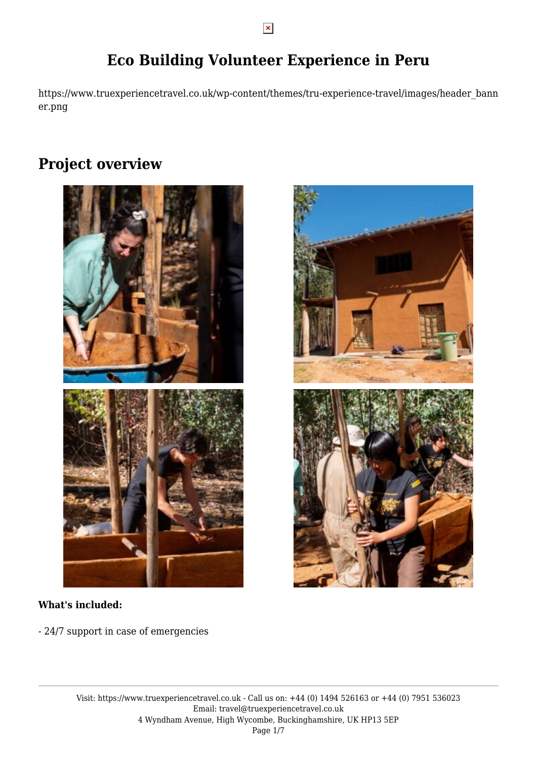# Eco Building Volunteer Experience in Peru

https://www.truexperiencetravel.co.uk/wp-content/themes/tru-experience-travel/images/header_banner.png

## Project overview

**What's included:**

- 24/7 support in case of emergencies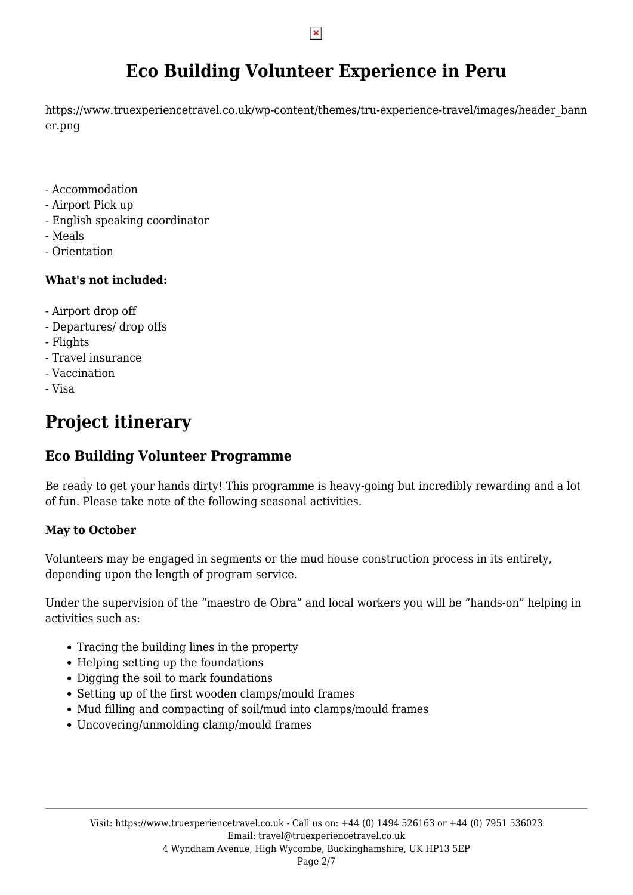# Eco Building Volunteer Experience in Peru

https://www.truexperiencetravel.co.uk/wp-content/themes/tru-experience-travel/images/header_banner.png

- Accommodation
- Airport Pick up
- English speaking coordinator
- Meals
- Orientation

**What's not included:**

- Airport drop off
- Departures/ drop offs
- Flights
- Travel insurance
- Vaccination
- Visa

## Project itinerary

### Eco Building Volunteer Programme

Be ready to get your hands dirty! This programme is heavy-going but incredibly rewarding and a lot of fun. Please take note of the following seasonal activities.

**May to October**

Volunteers may be engaged in segments or the mud house construction process in its entirety, depending upon the length of program service.

Under the supervision of the "maestro de Obra" and local workers you will be "hands-on" helping in activities such as:

- Tracing the building lines in the property
- Helping setting up the foundations
- Digging the soil to mark foundations
- Setting up of the first wooden clamps/mould frames
- Mud filling and compacting of soil/mud into clamps/mould frames
- Uncovering/unmolding clamp/mould frames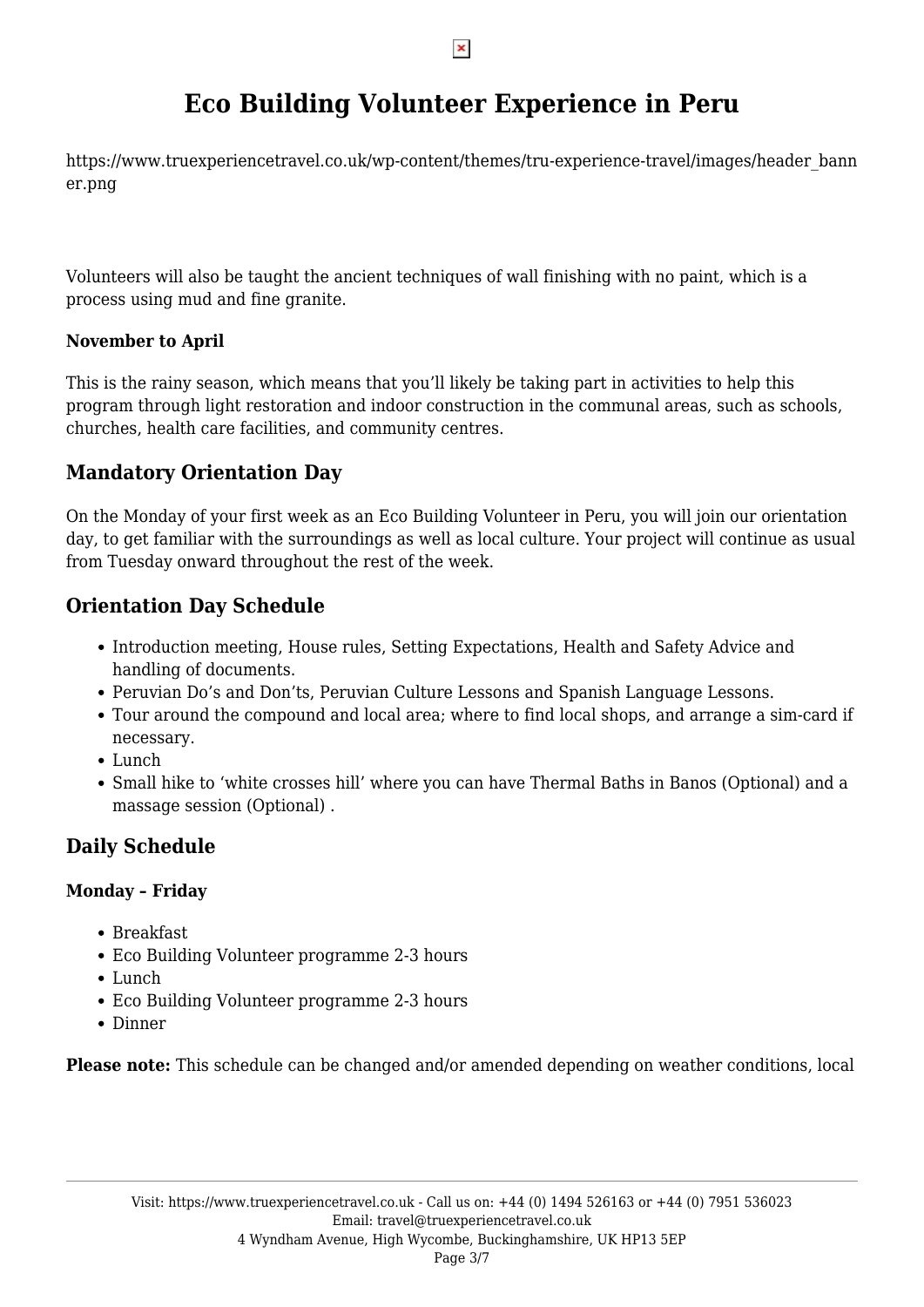# Eco Building Volunteer Experience in Peru

https://www.truexperiencetravel.co.uk/wp-content/themes/tru-experience-travel/images/header_banner.png

Volunteers will also be taught the ancient techniques of wall finishing with no paint, which is a process using mud and fine granite.

**November to April**

This is the rainy season, which means that you'll likely be taking part in activities to help this program through light restoration and indoor construction in the communal areas, such as schools, churches, health care facilities, and community centres.

## Mandatory Orientation Day

On the Monday of your first week as an Eco Building Volunteer in Peru, you will join our orientation day, to get familiar with the surroundings as well as local culture. Your project will continue as usual from Tuesday onward throughout the rest of the week.

## Orientation Day Schedule

- Introduction meeting, House rules, Setting Expectations, Health and Safety Advice and handling of documents.
- Peruvian Do's and Don'ts, Peruvian Culture Lessons and Spanish Language Lessons.
- Tour around the compound and local area; where to find local shops, and arrange a sim-card if necessary.
- Lunch
- Small hike to 'white crosses hill' where you can have Thermal Baths in Banos (Optional) and a massage session (Optional) .

## Daily Schedule

**Monday – Friday**

- Breakfast
- Eco Building Volunteer programme 2-3 hours
- Lunch
- Eco Building Volunteer programme 2-3 hours
- Dinner

**Please note:** This schedule can be changed and/or amended depending on weather conditions, local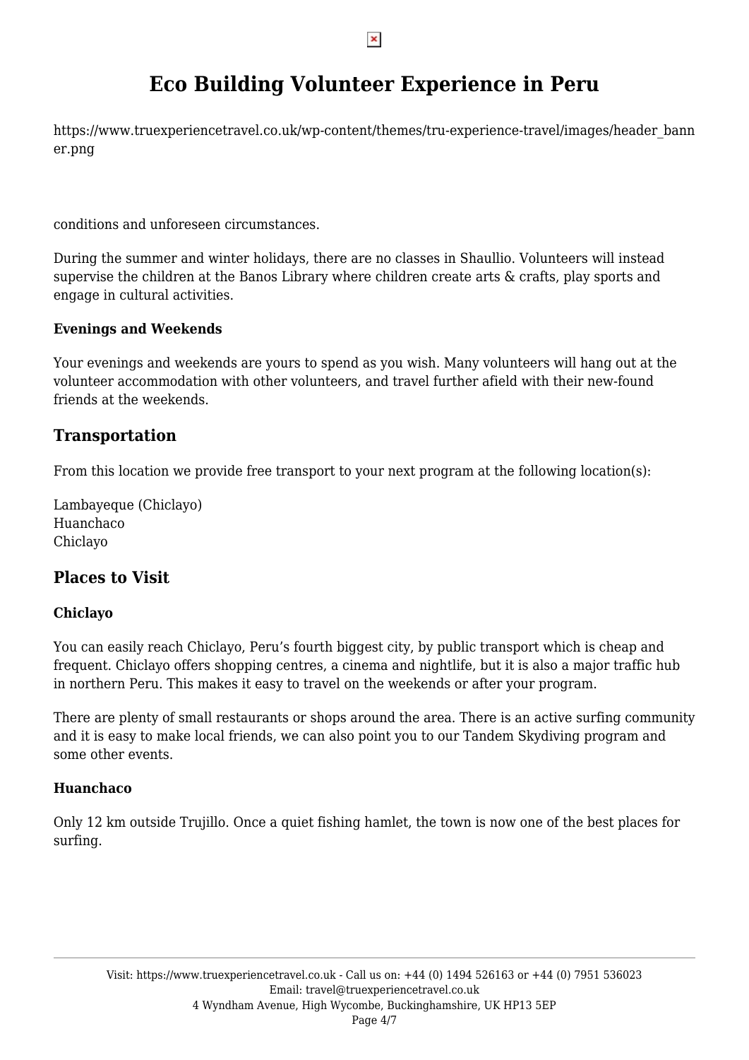https://www.truexperiencetravel.co.uk/wp-content/themes/tru-experience-travel/images/header_banner.png

conditions and unforeseen circumstances.

During the summer and winter holidays, there are no classes in Shaullio. Volunteers will instead supervise the children at the Banos Library where children create arts & crafts, play sports and engage in cultural activities.

**Evenings and Weekends**

Your evenings and weekends are yours to spend as you wish. Many volunteers will hang out at the volunteer accommodation with other volunteers, and travel further afield with their new-found friends at the weekends.

## Transportation

From this location we provide free transport to your next program at the following location(s):

Lambayeque (Chiclayo)
Huanchaco
Chiclayo

## Places to Visit

**Chiclayo**

You can easily reach Chiclayo, Peru's fourth biggest city, by public transport which is cheap and frequent. Chiclayo offers shopping centres, a cinema and nightlife, but it is also a major traffic hub in northern Peru. This makes it easy to travel on the weekends or after your program.

There are plenty of small restaurants or shops around the area. There is an active surfing community and it is easy to make local friends, we can also point you to our Tandem Skydiving program and some other events.

**Huanchaco**

Only 12 km outside Trujillo. Once a quiet fishing hamlet, the town is now one of the best places for surfing.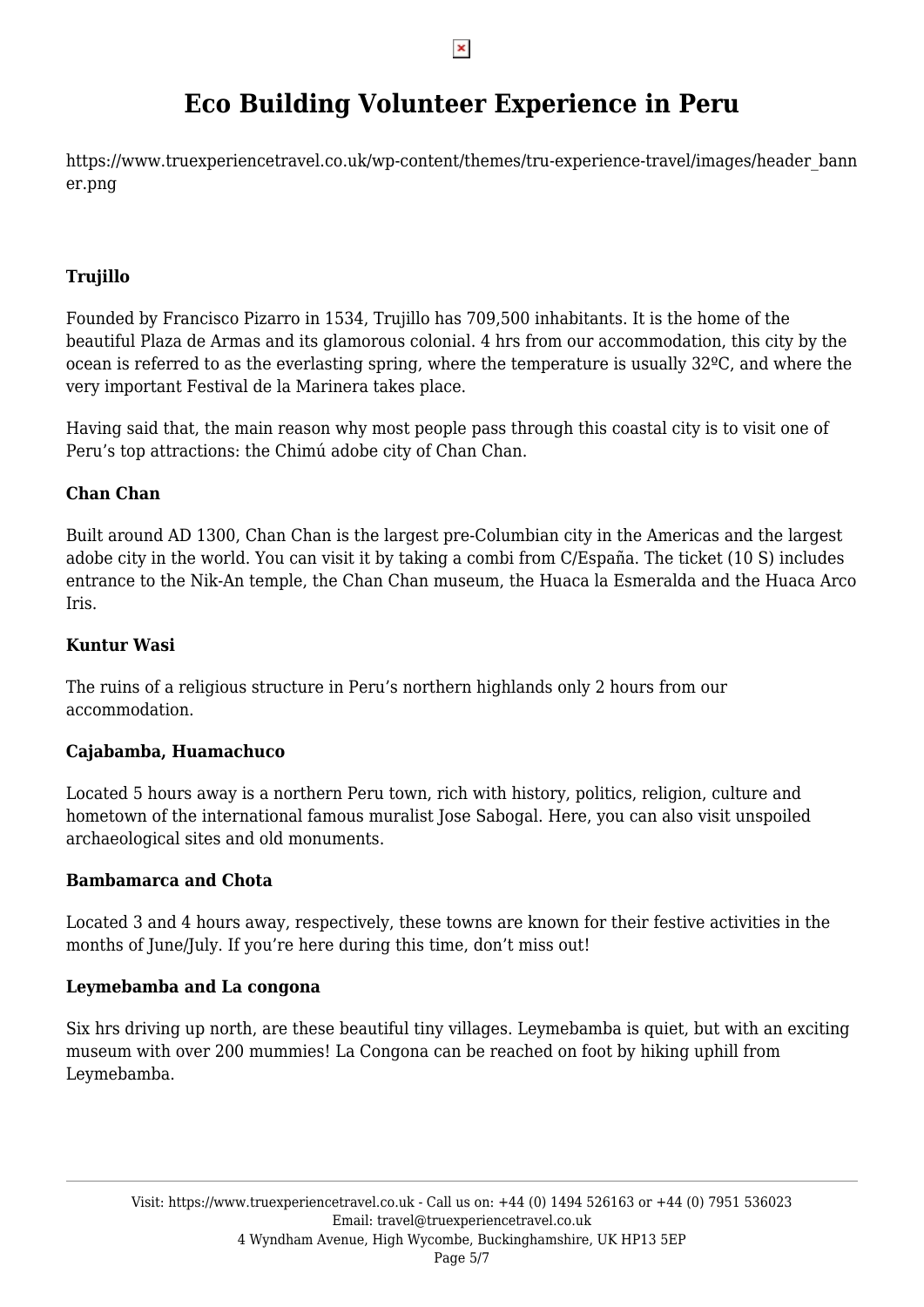# Eco Building Volunteer Experience in Peru

https://www.truexperiencetravel.co.uk/wp-content/themes/tru-experience-travel/images/header_banner.png

**Trujillo**

Founded by Francisco Pizarro in 1534, Trujillo has 709,500 inhabitants. It is the home of the beautiful Plaza de Armas and its glamorous colonial. 4 hrs from our accommodation, this city by the ocean is referred to as the everlasting spring, where the temperature is usually 32ºC, and where the very important Festival de la Marinera takes place.

Having said that, the main reason why most people pass through this coastal city is to visit one of Peru's top attractions: the Chimú adobe city of Chan Chan.

**Chan Chan**

Built around AD 1300, Chan Chan is the largest pre-Columbian city in the Americas and the largest adobe city in the world. You can visit it by taking a combi from C/España. The ticket (10 S) includes entrance to the Nik-An temple, the Chan Chan museum, the Huaca la Esmeralda and the Huaca Arco Iris.

**Kuntur Wasi**

The ruins of a religious structure in Peru's northern highlands only 2 hours from our accommodation.

**Cajabamba, Huamachuco**

Located 5 hours away is a northern Peru town, rich with history, politics, religion, culture and hometown of the international famous muralist Jose Sabogal. Here, you can also visit unspoiled archaeological sites and old monuments.

**Bambamarca and Chota**

Located 3 and 4 hours away, respectively, these towns are known for their festive activities in the months of June/July. If you're here during this time, don't miss out!

**Leymebamba and La congona**

Six hrs driving up north, are these beautiful tiny villages. Leymebamba is quiet, but with an exciting museum with over 200 mummies! La Congona can be reached on foot by hiking uphill from Leymebamba.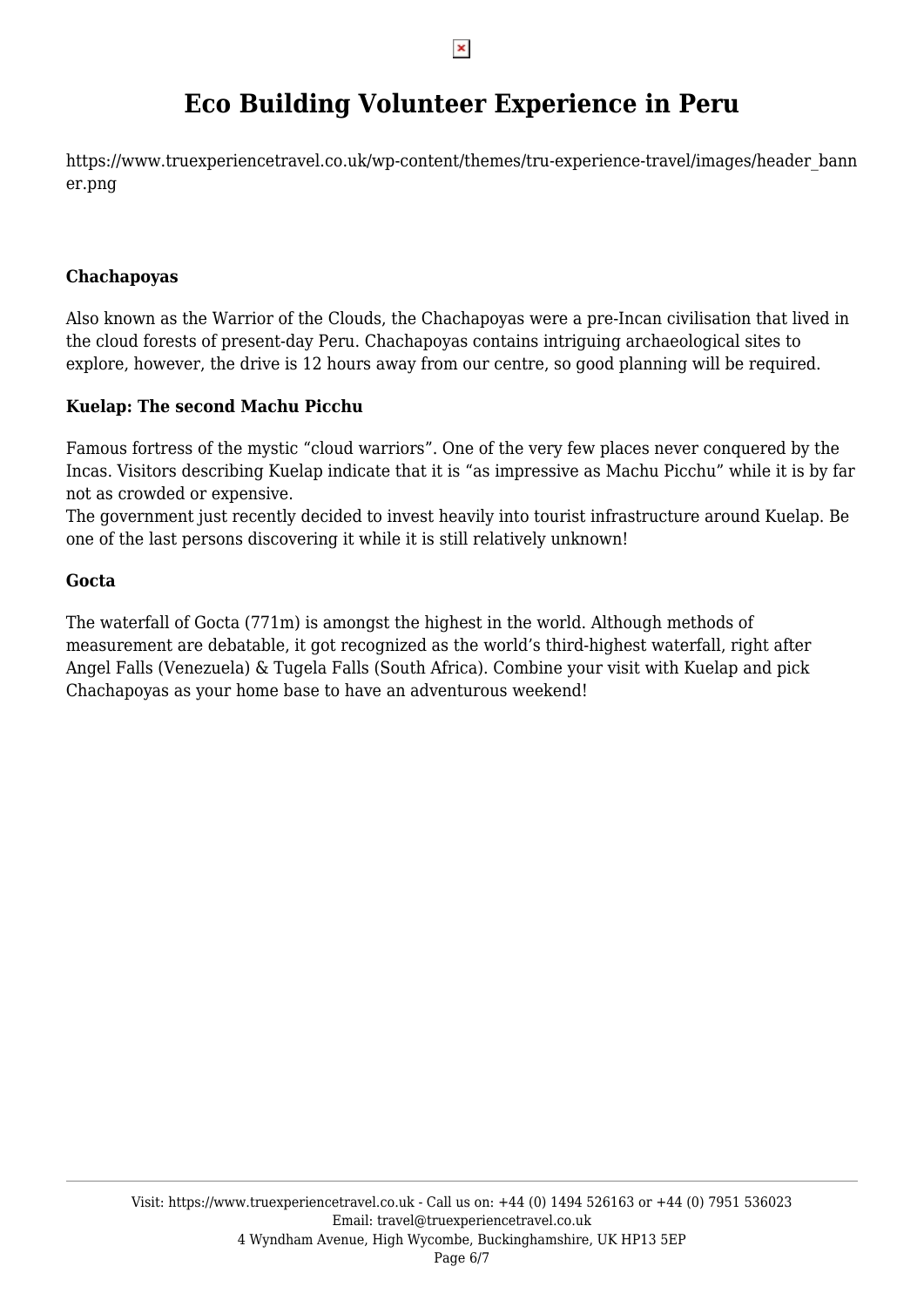# Eco Building Volunteer Experience in Peru

https://www.truexperiencetravel.co.uk/wp-content/themes/tru-experience-travel/images/header_banner.png

**Chachapoyas**

Also known as the Warrior of the Clouds, the Chachapoyas were a pre-Incan civilisation that lived in the cloud forests of present-day Peru. Chachapoyas contains intriguing archaeological sites to explore, however, the drive is 12 hours away from our centre, so good planning will be required.

**Kuelap: The second Machu Picchu**

Famous fortress of the mystic “cloud warriors”. One of the very few places never conquered by the Incas. Visitors describing Kuelap indicate that it is “as impressive as Machu Picchu” while it is by far not as crowded or expensive.
The government just recently decided to invest heavily into tourist infrastructure around Kuelap. Be one of the last persons discovering it while it is still relatively unknown!

**Gocta**

The waterfall of Gocta (771m) is amongst the highest in the world. Although methods of measurement are debatable, it got recognized as the world’s third-highest waterfall, right after Angel Falls (Venezuela) & Tugela Falls (South Africa). Combine your visit with Kuelap and pick Chachapoyas as your home base to have an adventurous weekend!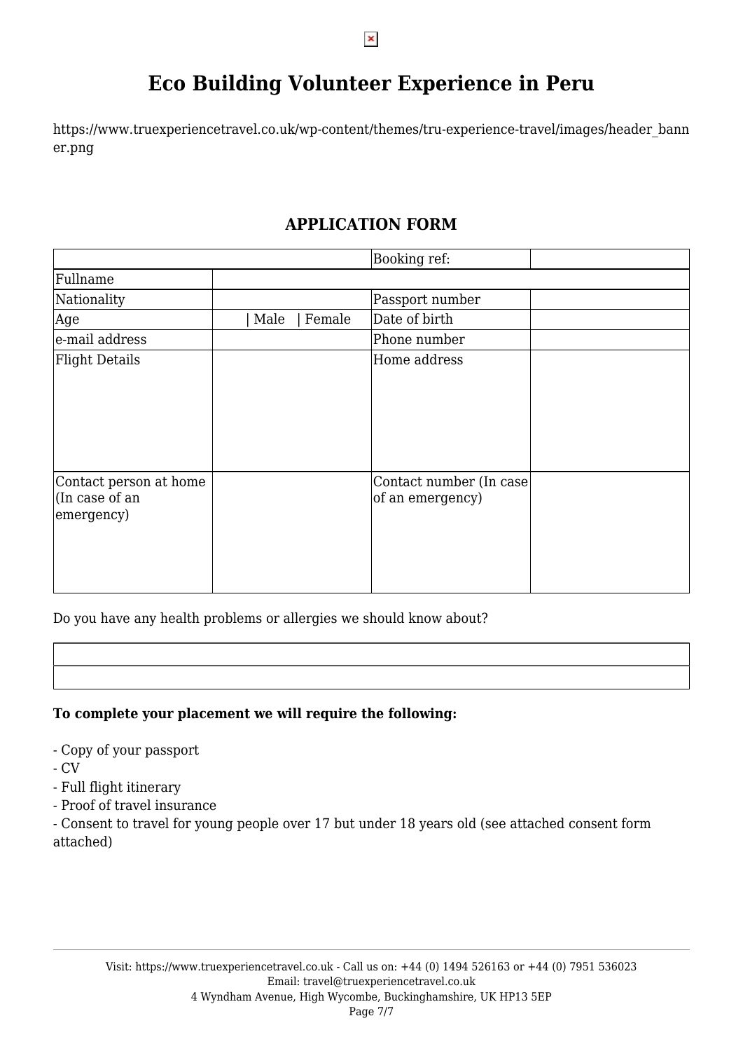# Eco Building Volunteer Experience in Peru

https://www.truexperiencetravel.co.uk/wp-content/themes/tru-experience-travel/images/header_banner.png

## APPLICATION FORM

| | | | |
|---|---|---|---|
| | | Booking ref: | |
| Fullname | | | |
| Nationality | | Passport number | |
| Age | \| Male \| Female | Date of birth | |
| e-mail address | | Phone number | |
| Flight Details | | Home address | |
| Contact person at home (In case of an emergency) | | Contact number (In case of an emergency) | |

Do you have any health problems or allergies we should know about?

| |
|---|
| |
| |

**To complete your placement we will require the following:**

- Copy of your passport
- CV
- Full flight itinerary
- Proof of travel insurance
- Consent to travel for young people over 17 but under 18 years old (see attached consent form attached)

Visit: https://www.truexperiencetravel.co.uk - Call us on: +44 (0) 1494 526163 or +44 (0) 7951 536023
Email: travel@truexperiencetravel.co.uk
4 Wyndham Avenue, High Wycombe, Buckinghamshire, UK HP13 5EP